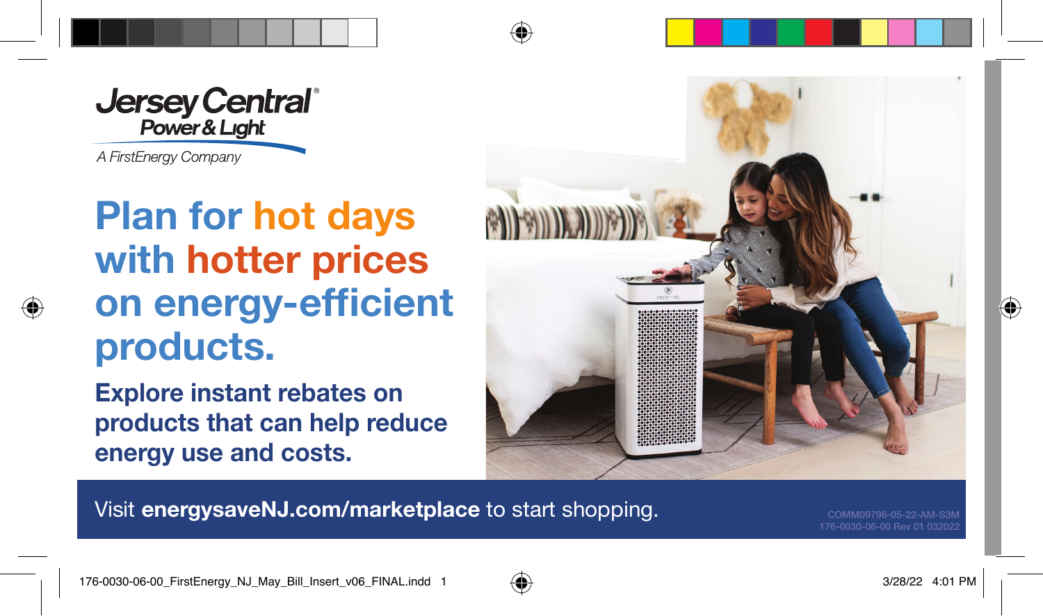Jersey Central Power & Light®

*A FirstEnergy Company*

# Plan for hot days with hotter prices on energy-efficient products.

## Explore instant rebates on products that can help reduce energy use and costs.

Visit **energysaveNJ.com/marketplace** to start shopping.

COMM09796-05-22-AM-S3M
176-0030-06-00 Rev 01 032022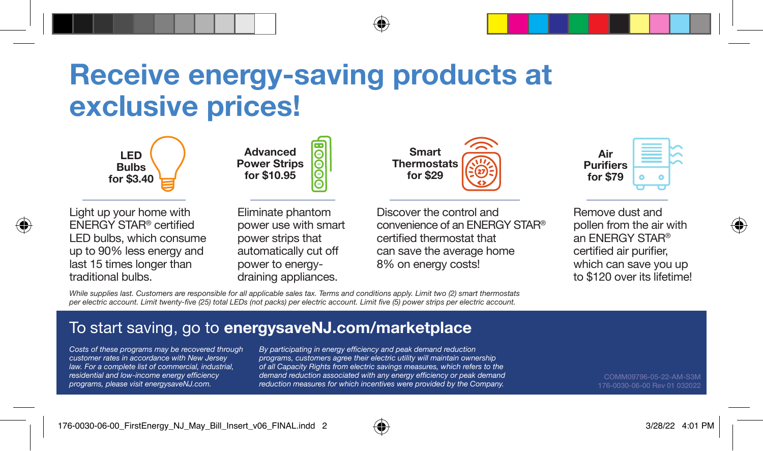# Receive energy-saving products at exclusive prices!

**LED Bulbs for $3.40**

Light up your home with ENERGY STAR® certified LED bulbs, which consume up to 90% less energy and last 15 times longer than traditional bulbs.

**Advanced Power Strips for $10.95**

Eliminate phantom power use with smart power strips that automatically cut off power to energy-draining appliances.

**Smart Thermostats for $29**

Discover the control and convenience of an ENERGY STAR® certified thermostat that can save the average home 8% on energy costs!

**Air Purifiers for $79**

Remove dust and pollen from the air with an ENERGY STAR® certified air purifier, which can save you up to $120 over its lifetime!

*While supplies last. Customers are responsible for all applicable sales tax. Terms and conditions apply. Limit two (2) smart thermostats per electric account. Limit twenty-five (25) total LEDs (not packs) per electric account. Limit five (5) power strips per electric account.*

## To start saving, go to **energysaveNJ.com/marketplace**

*Costs of these programs may be recovered through customer rates in accordance with New Jersey law. For a complete list of commercial, industrial, residential and low-income energy efficiency programs, please visit energysaveNJ.com.*

*By participating in energy efficiency and peak demand reduction programs, customers agree their electric utility will maintain ownership of all Capacity Rights from electric savings measures, which refers to the demand reduction associated with any energy efficiency or peak demand reduction measures for which incentives were provided by the Company.*

COMM09796-05-22-AM-S3M
176-0030-06-00 Rev 01 032022